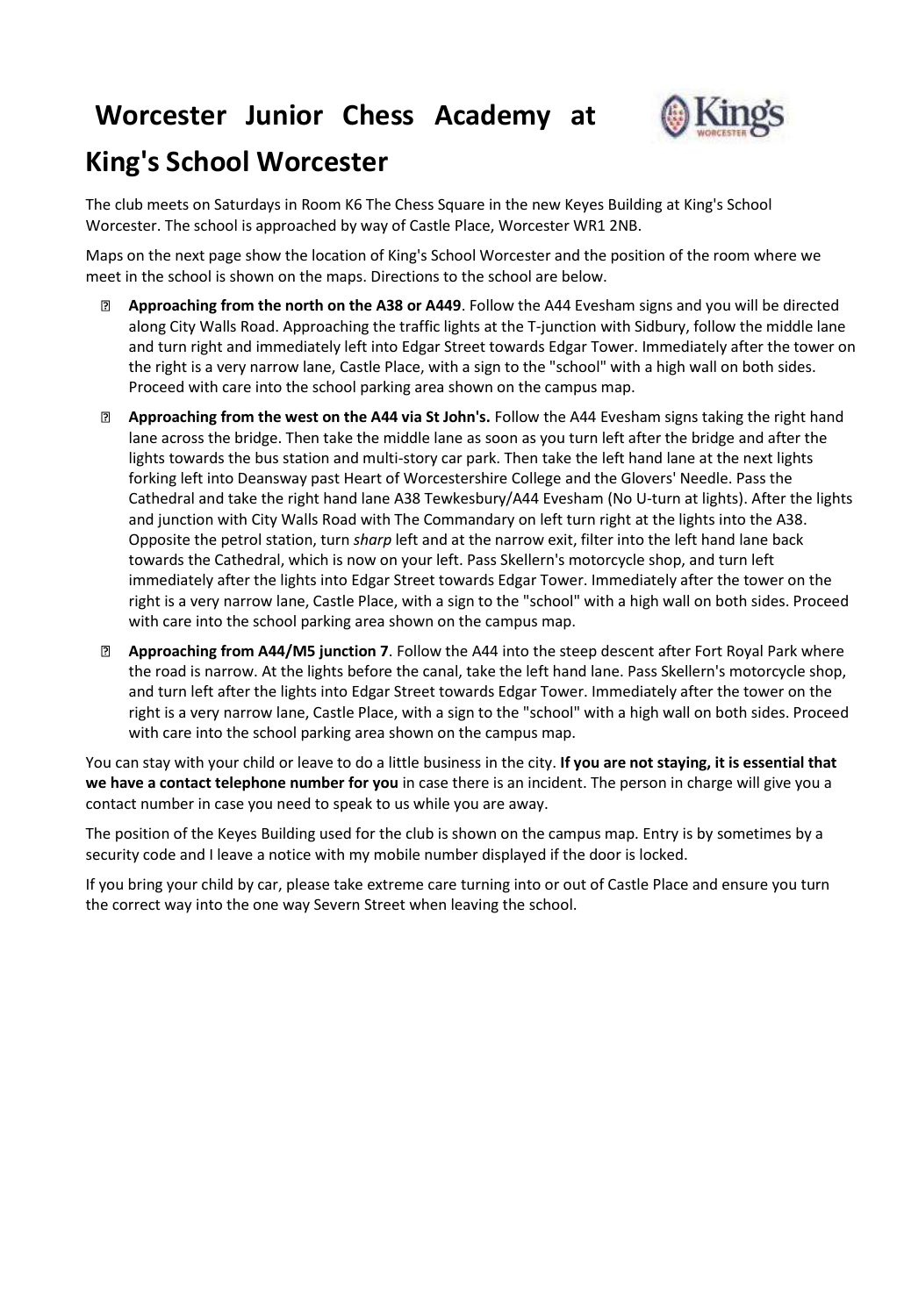# Worcester Junior Chess Academy at King's School Worcester

The club meets on Saturdays in Room K6 The Chess Square in the new Keyes Building at King's School Worcester. The school is approached by way of Castle Place, Worcester WR1 2NB.

Maps on the next page show the location of King's School Worcester and the position of the room where we meet in the school is shown on the maps. Directions to the school are below.

- **Approaching from the north on the A38 or A449**. Follow the A44 Evesham signs and you will be directed along City Walls Road. Approaching the traffic lights at the T-junction with Sidbury, follow the middle lane and turn right and immediately left into Edgar Street towards Edgar Tower. Immediately after the tower on the right is a very narrow lane, Castle Place, with a sign to the "school" with a high wall on both sides. Proceed with care into the school parking area shown on the campus map.
- **Approaching from the west on the A44 via St John's.** Follow the A44 Evesham signs taking the right hand lane across the bridge. Then take the middle lane as soon as you turn left after the bridge and after the lights towards the bus station and multi-story car park. Then take the left hand lane at the next lights forking left into Deansway past Heart of Worcestershire College and the Glovers' Needle. Pass the Cathedral and take the right hand lane A38 Tewkesbury/A44 Evesham (No U-turn at lights). After the lights and junction with City Walls Road with The Commandary on left turn right at the lights into the A38. Opposite the petrol station, turn *sharp* left and at the narrow exit, filter into the left hand lane back towards the Cathedral, which is now on your left. Pass Skellern's motorcycle shop, and turn left immediately after the lights into Edgar Street towards Edgar Tower. Immediately after the tower on the right is a very narrow lane, Castle Place, with a sign to the "school" with a high wall on both sides. Proceed with care into the school parking area shown on the campus map.
- **Approaching from A44/M5 junction 7**. Follow the A44 into the steep descent after Fort Royal Park where the road is narrow. At the lights before the canal, take the left hand lane. Pass Skellern's motorcycle shop, and turn left after the lights into Edgar Street towards Edgar Tower. Immediately after the tower on the right is a very narrow lane, Castle Place, with a sign to the "school" with a high wall on both sides. Proceed with care into the school parking area shown on the campus map.

You can stay with your child or leave to do a little business in the city. **If you are not staying, it is essential that we have a contact telephone number for you** in case there is an incident. The person in charge will give you a contact number in case you need to speak to us while you are away.

The position of the Keyes Building used for the club is shown on the campus map. Entry is by sometimes by a security code and I leave a notice with my mobile number displayed if the door is locked.

If you bring your child by car, please take extreme care turning into or out of Castle Place and ensure you turn the correct way into the one way Severn Street when leaving the school.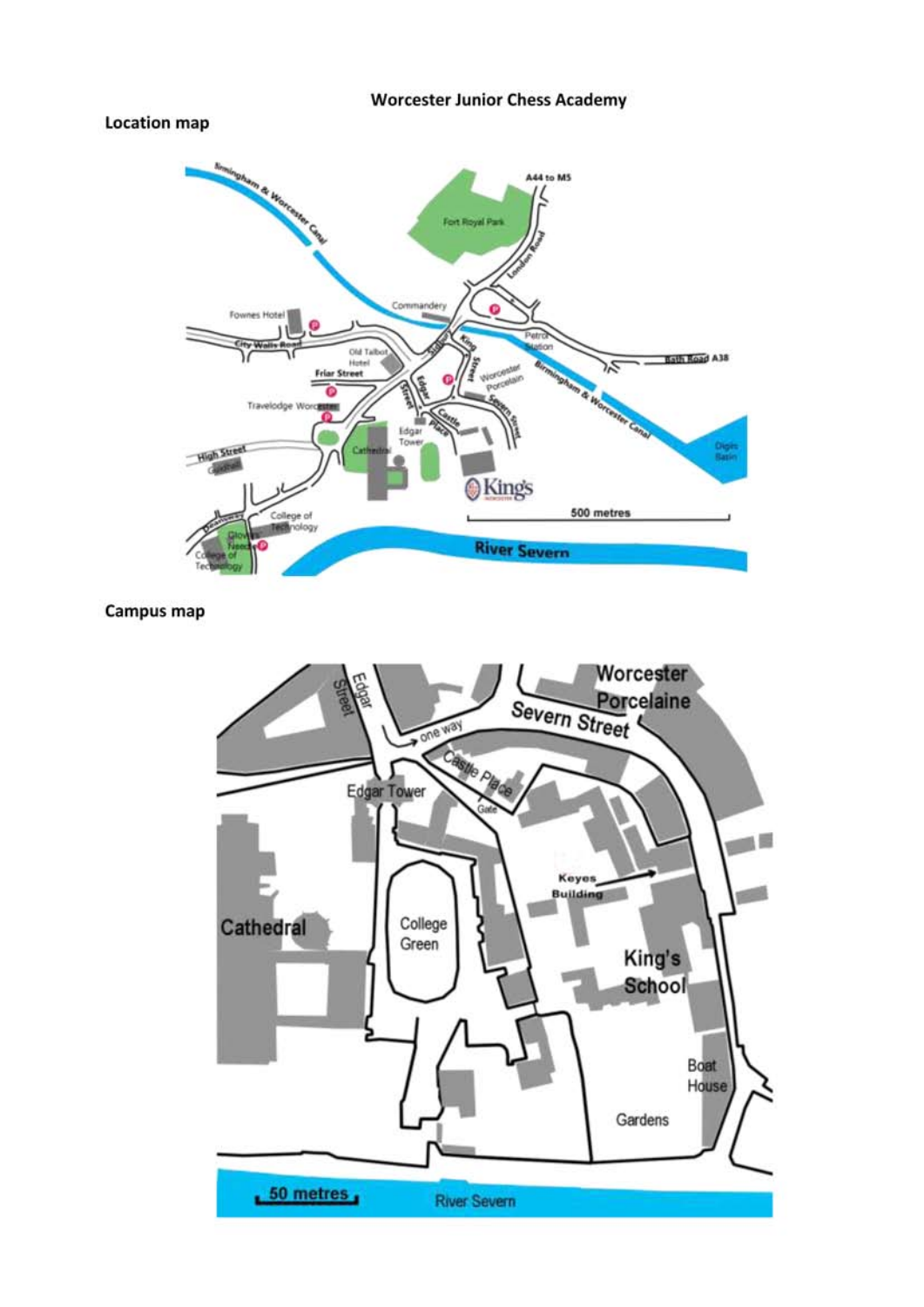**Worcester Junior Chess Academy**

**Location map**

Birmingham & Worcester Canal
A44 to M5
Fort Royal Park
London Road
Commandery
Fownes Hotel
City Walls Road
Old Talbot Hotel
Friar Street
Sidbury
King Street
Petrol Station
Bath Road A38
Worcester Porcelain
Severn Street
Travelodge Worcester
Edgar Street
Castle Place
Edgar Tower
High Street
Guildhall
Cathedral
King's
500 metres
Deansway
College of Technology
Glovers Needle
College of Technology
River Severn
Diglis Basin

**Campus map**

Edgar Street
one way
Worcester Porcelaine
Severn Street
Castle Place
Edgar Tower
Gate
Keyes Building
Cathedral
College Green
King's School
Boat House
Gardens
50 metres
River Severn